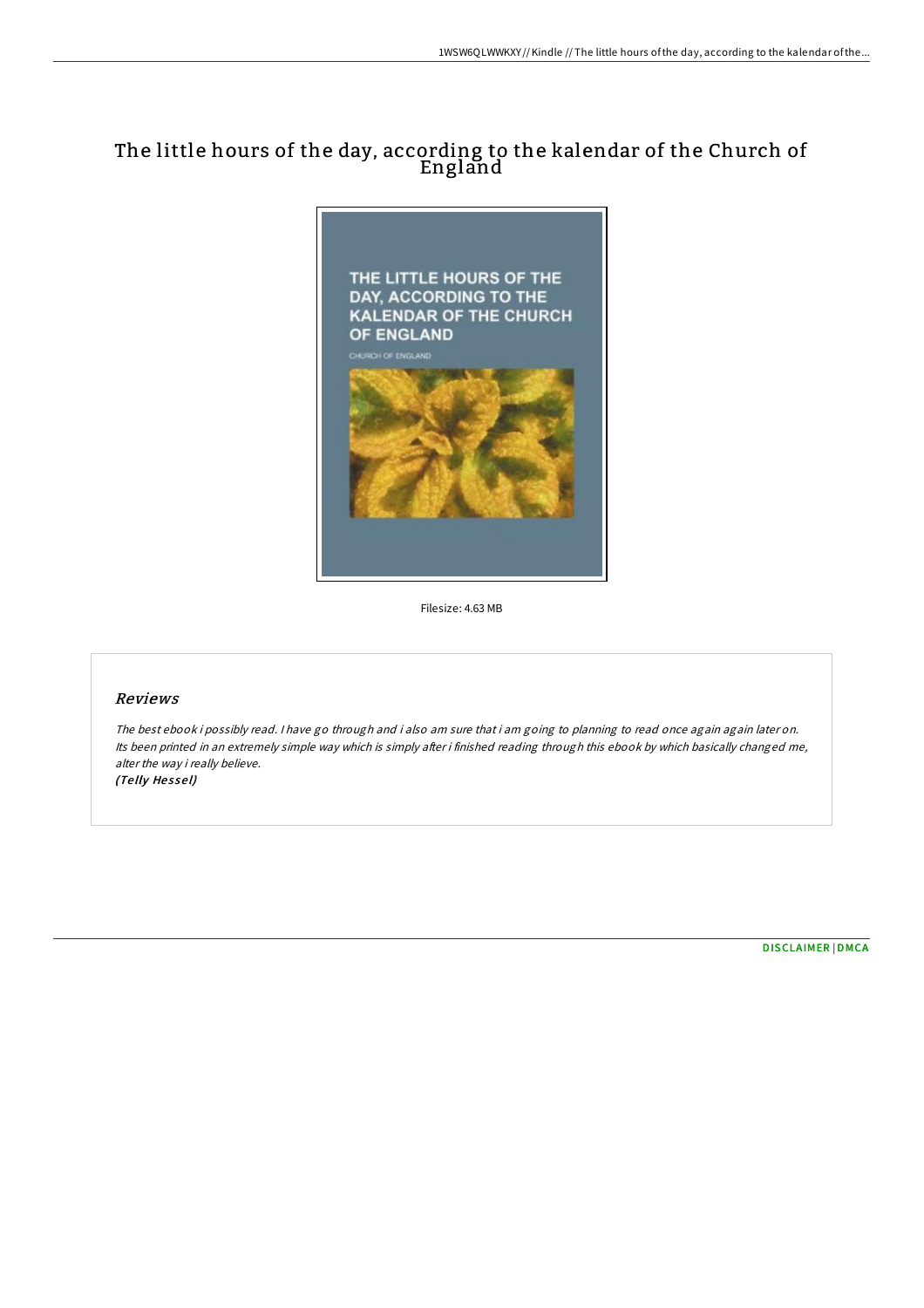# The little hours of the day, according to the kalendar of the Church of England

Filesize: 4.63 MB

## Reviews

*The best ebook i possibly read. I have go through and i also am sure that i am going to planning to read once again again later on. Its been printed in an extremely simple way which is simply after i finished reading through this ebook by which basically changed me, alter the way i really believe.*
*(Telly Hessel)*

DISCLAIMER | DMCA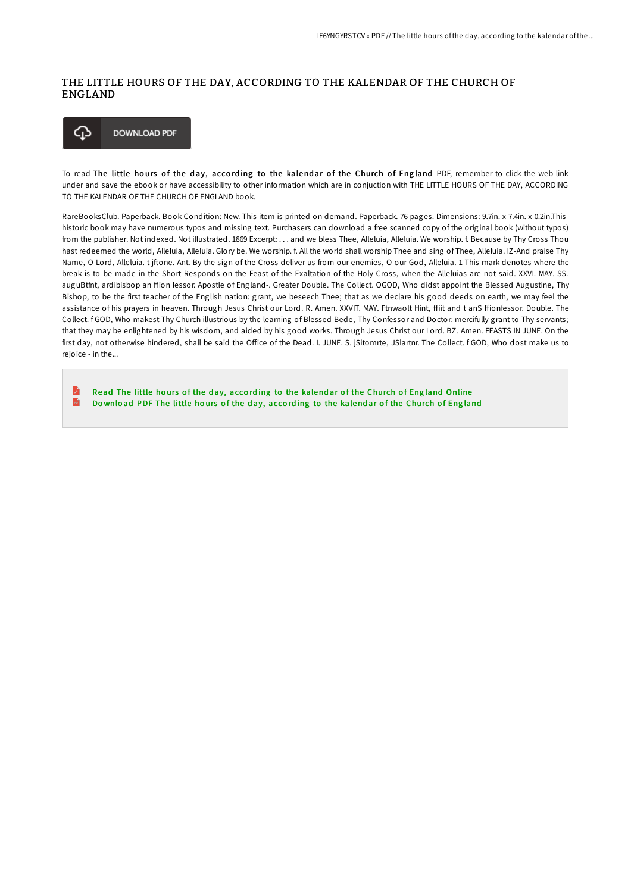# THE LITTLE HOURS OF THE DAY, ACCORDING TO THE KALENDAR OF THE CHURCH OF ENGLAND

DOWNLOAD PDF

To read **The little hours of the day, according to the kalendar of the Church of England** PDF, remember to click the web link under and save the ebook or have accessibility to other information which are in conjuction with THE LITTLE HOURS OF THE DAY, ACCORDING TO THE KALENDAR OF THE CHURCH OF ENGLAND book.

RareBooksClub. Paperback. Book Condition: New. This item is printed on demand. Paperback. 76 pages. Dimensions: 9.7in. x 7.4in. x 0.2in.This historic book may have numerous typos and missing text. Purchasers can download a free scanned copy of the original book (without typos) from the publisher. Not indexed. Not illustrated. 1869 Excerpt: . . . and we bless Thee, Alleluia, Alleluia. We worship. f. Because by Thy Cross Thou hast redeemed the world, Alleluia, Alleluia. Glory be. We worship. f. All the world shall worship Thee and sing of Thee, Alleluia. IZ-And praise Thy Name, O Lord, Alleluia. t jftone. Ant. By the sign of the Cross deliver us from our enemies, O our God, Alleluia. 1 This mark denotes where the break is to be made in the Short Responds on the Feast of the Exaltation of the Holy Cross, when the Alleluias are not said. XXVI. MAY. SS. auguBtfnt, ardibisbop an ffion lessor. Apostle of England-. Greater Double. The Collect. OGOD, Who didst appoint the Blessed Augustine, Thy Bishop, to be the first teacher of the English nation: grant, we beseech Thee; that as we declare his good deeds on earth, we may feel the assistance of his prayers in heaven. Through Jesus Christ our Lord. R. Amen. XXVIT. MAY. Ftnwaolt Hint, ffiit and t anS ffionfessor. Double. The Collect. f GOD, Who makest Thy Church illustrious by the learning of Blessed Bede, Thy Confessor and Doctor: mercifully grant to Thy servants; that they may be enlightened by his wisdom, and aided by his good works. Through Jesus Christ our Lord. BZ. Amen. FEASTS IN JUNE. On the first day, not otherwise hindered, shall be said the Office of the Dead. I. JUNE. S. jSitomrte, JSlartnr. The Collect. f GOD, Who dost make us to rejoice - in the...

- Read The little hours of the day, according to the kalendar of the Church of England Online
- Download PDF The little hours of the day, according to the kalendar of the Church of England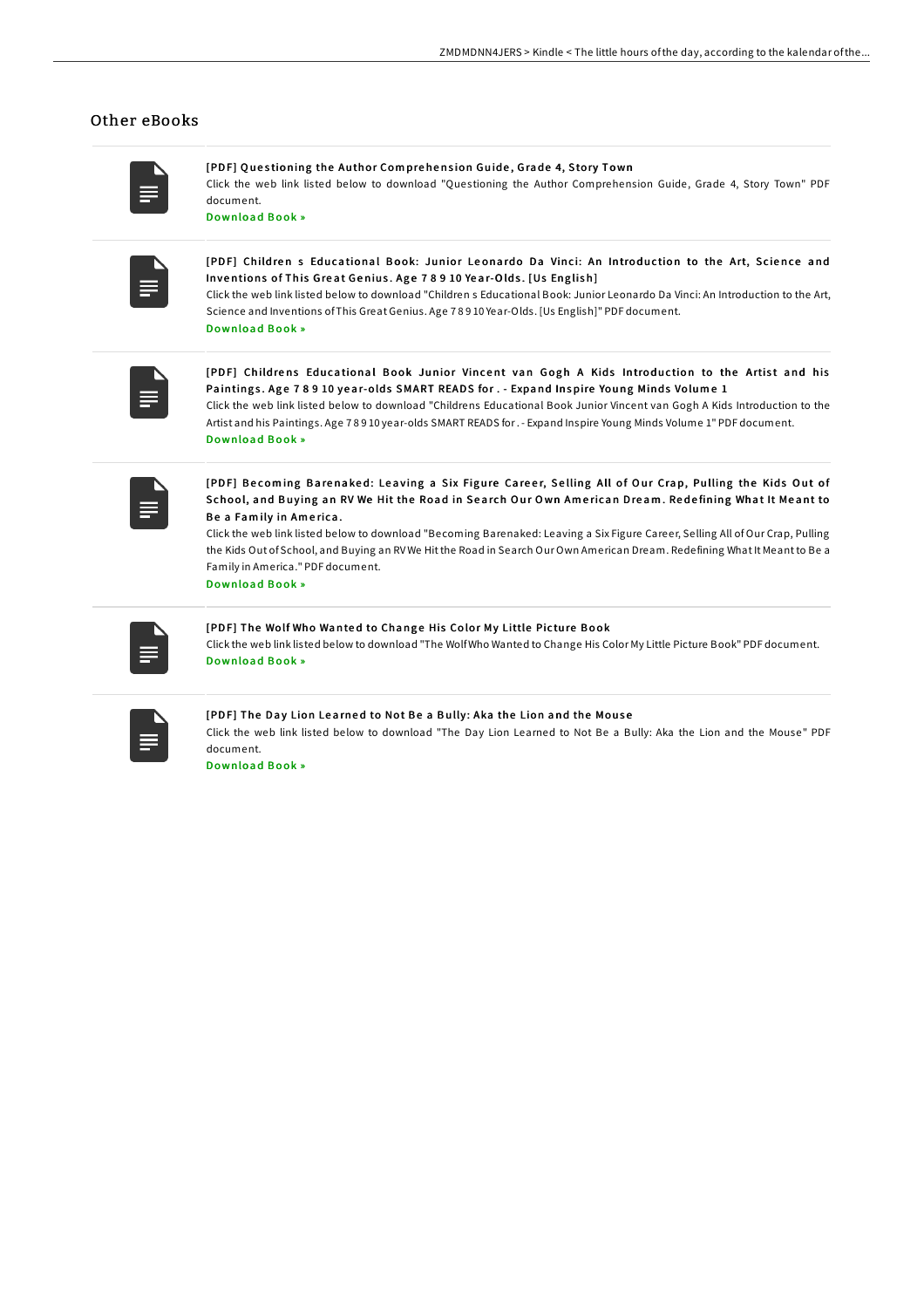## Other eBooks

**[PDF] Questioning the Author Comprehension Guide, Grade 4, Story Town**

Click the web link listed below to download "Questioning the Author Comprehension Guide, Grade 4, Story Town" PDF document.

Download Book »

**[PDF] Children s Educational Book: Junior Leonardo Da Vinci: An Introduction to the Art, Science and Inventions of This Great Genius. Age 7 8 9 10 Year-Olds. [Us English]**

Click the web link listed below to download "Children s Educational Book: Junior Leonardo Da Vinci: An Introduction to the Art, Science and Inventions of This Great Genius. Age 7 8 9 10 Year-Olds. [Us English]" PDF document.

Download Book »

**[PDF] Childrens Educational Book Junior Vincent van Gogh A Kids Introduction to the Artist and his Paintings. Age 7 8 9 10 year-olds SMART READS for . - Expand Inspire Young Minds Volume 1**

Click the web link listed below to download "Childrens Educational Book Junior Vincent van Gogh A Kids Introduction to the Artist and his Paintings. Age 7 8 9 10 year-olds SMART READS for . - Expand Inspire Young Minds Volume 1" PDF document.

Download Book »

**[PDF] Becoming Barenaked: Leaving a Six Figure Career, Selling All of Our Crap, Pulling the Kids Out of School, and Buying an RV We Hit the Road in Search Our Own American Dream. Redefining What It Meant to Be a Family in America.**

Click the web link listed below to download "Becoming Barenaked: Leaving a Six Figure Career, Selling All of Our Crap, Pulling the Kids Out of School, and Buying an RV We Hit the Road in Search Our Own American Dream. Redefining What It Meant to Be a Family in America." PDF document.

Download Book »

**[PDF] The Wolf Who Wanted to Change His Color My Little Picture Book**

Click the web link listed below to download "The Wolf Who Wanted to Change His Color My Little Picture Book" PDF document.

Download Book »

**[PDF] The Day Lion Learned to Not Be a Bully: Aka the Lion and the Mouse**

Click the web link listed below to download "The Day Lion Learned to Not Be a Bully: Aka the Lion and the Mouse" PDF document.

Download Book »